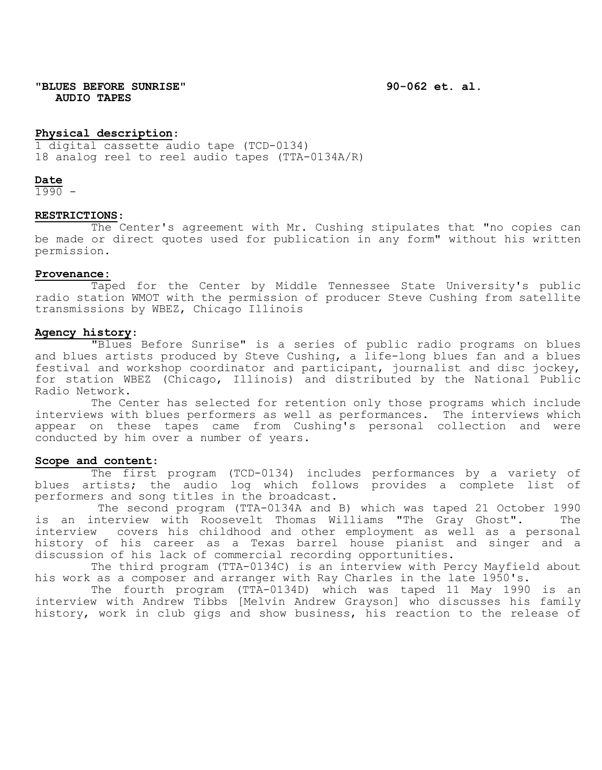**"BLUES BEFORE SUNRISE" AUDIO TAPES** **90-062 et. al.**

**Physical description:**
1 digital cassette audio tape (TCD-0134)
18 analog reel to reel audio tapes (TTA-0134A/R)

**Date**
1990 -

**RESTRICTIONS:**

The Center's agreement with Mr. Cushing stipulates that "no copies can be made or direct quotes used for publication in any form" without his written permission.

**Provenance:**

Taped for the Center by Middle Tennessee State University's public radio station WMOT with the permission of producer Steve Cushing from satellite transmissions by WBEZ, Chicago Illinois

**Agency history:**

"Blues Before Sunrise" is a series of public radio programs on blues and blues artists produced by Steve Cushing, a life-long blues fan and a blues festival and workshop coordinator and participant, journalist and disc jockey, for station WBEZ (Chicago, Illinois) and distributed by the National Public Radio Network.

The Center has selected for retention only those programs which include interviews with blues performers as well as performances. The interviews which appear on these tapes came from Cushing's personal collection and were conducted by him over a number of years.

**Scope and content:**

The first program (TCD-0134) includes performances by a variety of blues artists; the audio log which follows provides a complete list of performers and song titles in the broadcast.

The second program (TTA-0134A and B) which was taped 21 October 1990 is an interview with Roosevelt Thomas Williams "The Gray Ghost". The interview covers his childhood and other employment as well as a personal history of his career as a Texas barrel house pianist and singer and a discussion of his lack of commercial recording opportunities.

The third program (TTA-0134C) is an interview with Percy Mayfield about his work as a composer and arranger with Ray Charles in the late 1950's.

The fourth program (TTA-0134D) which was taped 11 May 1990 is an interview with Andrew Tibbs [Melvin Andrew Grayson] who discusses his family history, work in club gigs and show business, his reaction to the release of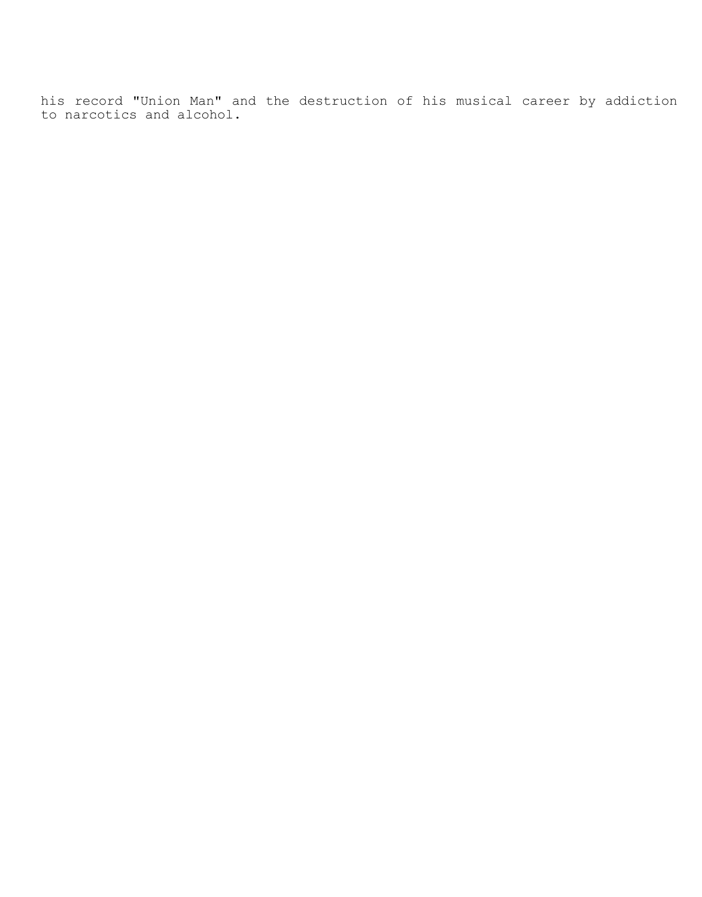his record "Union Man" and the destruction of his musical career by addiction to narcotics and alcohol.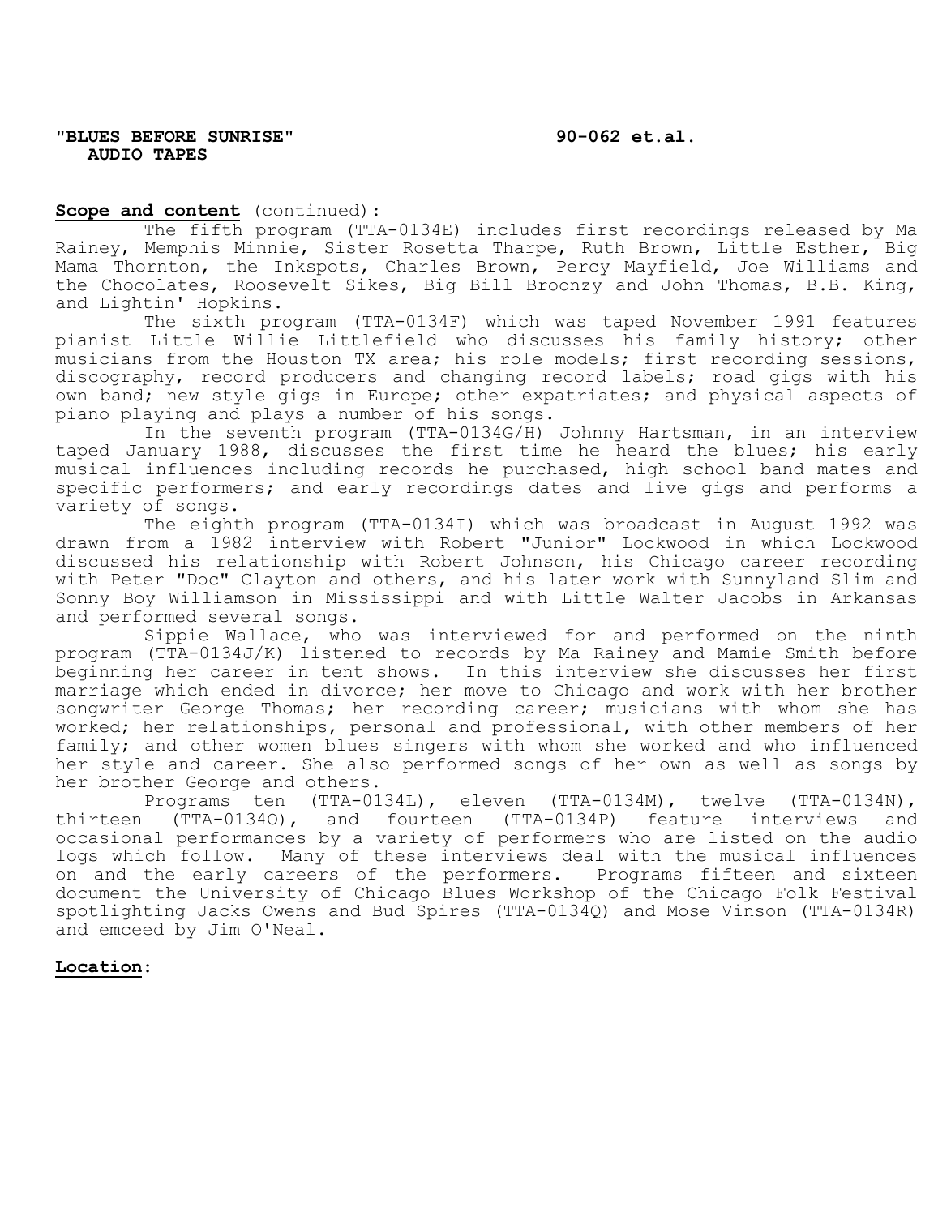**"BLUES BEFORE SUNRISE" AUDIO TAPES** **90-062 et.al.**

**Scope and content** (continued):

The fifth program (TTA-0134E) includes first recordings released by Ma Rainey, Memphis Minnie, Sister Rosetta Tharpe, Ruth Brown, Little Esther, Big Mama Thornton, the Inkspots, Charles Brown, Percy Mayfield, Joe Williams and the Chocolates, Roosevelt Sikes, Big Bill Broonzy and John Thomas, B.B. King, and Lightin' Hopkins.

The sixth program (TTA-0134F) which was taped November 1991 features pianist Little Willie Littlefield who discusses his family history; other musicians from the Houston TX area; his role models; first recording sessions, discography, record producers and changing record labels; road gigs with his own band; new style gigs in Europe; other expatriates; and physical aspects of piano playing and plays a number of his songs.

In the seventh program (TTA-0134G/H) Johnny Hartsman, in an interview taped January 1988, discusses the first time he heard the blues; his early musical influences including records he purchased, high school band mates and specific performers; and early recordings dates and live gigs and performs a variety of songs.

The eighth program (TTA-0134I) which was broadcast in August 1992 was drawn from a 1982 interview with Robert "Junior" Lockwood in which Lockwood discussed his relationship with Robert Johnson, his Chicago career recording with Peter "Doc" Clayton and others, and his later work with Sunnyland Slim and Sonny Boy Williamson in Mississippi and with Little Walter Jacobs in Arkansas and performed several songs.

Sippie Wallace, who was interviewed for and performed on the ninth program (TTA-0134J/K) listened to records by Ma Rainey and Mamie Smith before beginning her career in tent shows. In this interview she discusses her first marriage which ended in divorce; her move to Chicago and work with her brother songwriter George Thomas; her recording career; musicians with whom she has worked; her relationships, personal and professional, with other members of her family; and other women blues singers with whom she worked and who influenced her style and career. She also performed songs of her own as well as songs by her brother George and others.

Programs ten (TTA-0134L), eleven (TTA-0134M), twelve (TTA-0134N), thirteen (TTA-0134O), and fourteen (TTA-0134P) feature interviews and occasional performances by a variety of performers who are listed on the audio logs which follow. Many of these interviews deal with the musical influences on and the early careers of the performers. Programs fifteen and sixteen document the University of Chicago Blues Workshop of the Chicago Folk Festival spotlighting Jacks Owens and Bud Spires (TTA-0134Q) and Mose Vinson (TTA-0134R) and emceed by Jim O'Neal.

**Location**: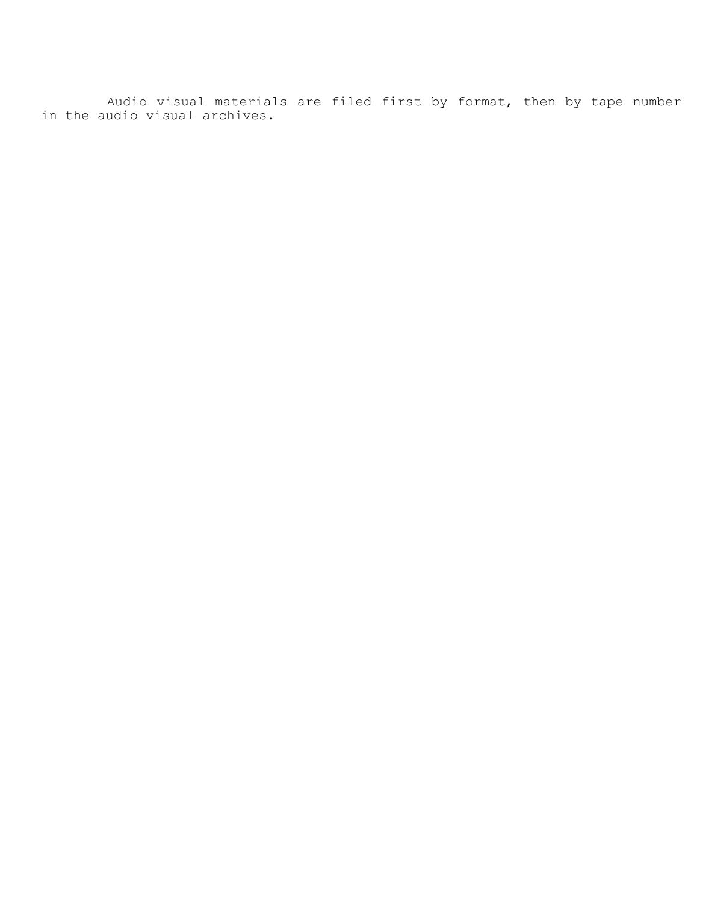Audio visual materials are filed first by format, then by tape number in the audio visual archives.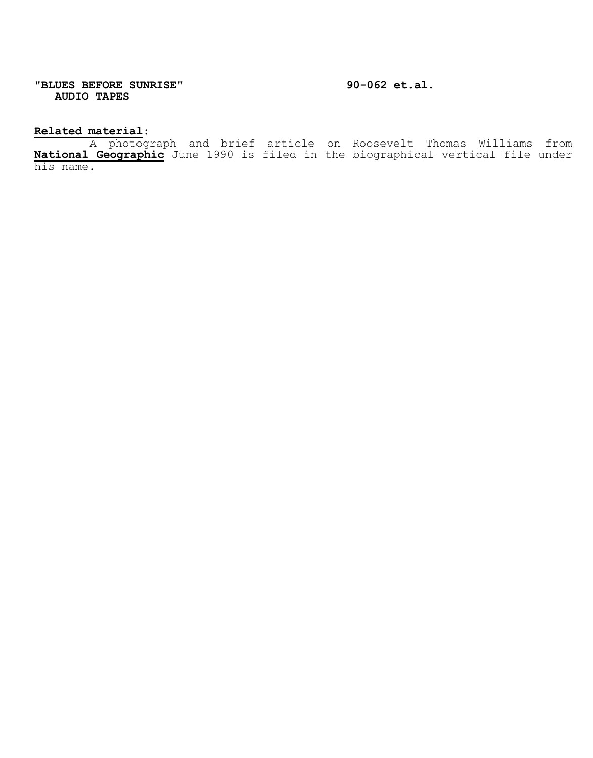**"BLUES BEFORE SUNRISE" AUDIO TAPES** **90-062 et.al.**

**Related material:**

A photograph and brief article on Roosevelt Thomas Williams from **National Geographic** June 1990 is filed in the biographical vertical file under his name.